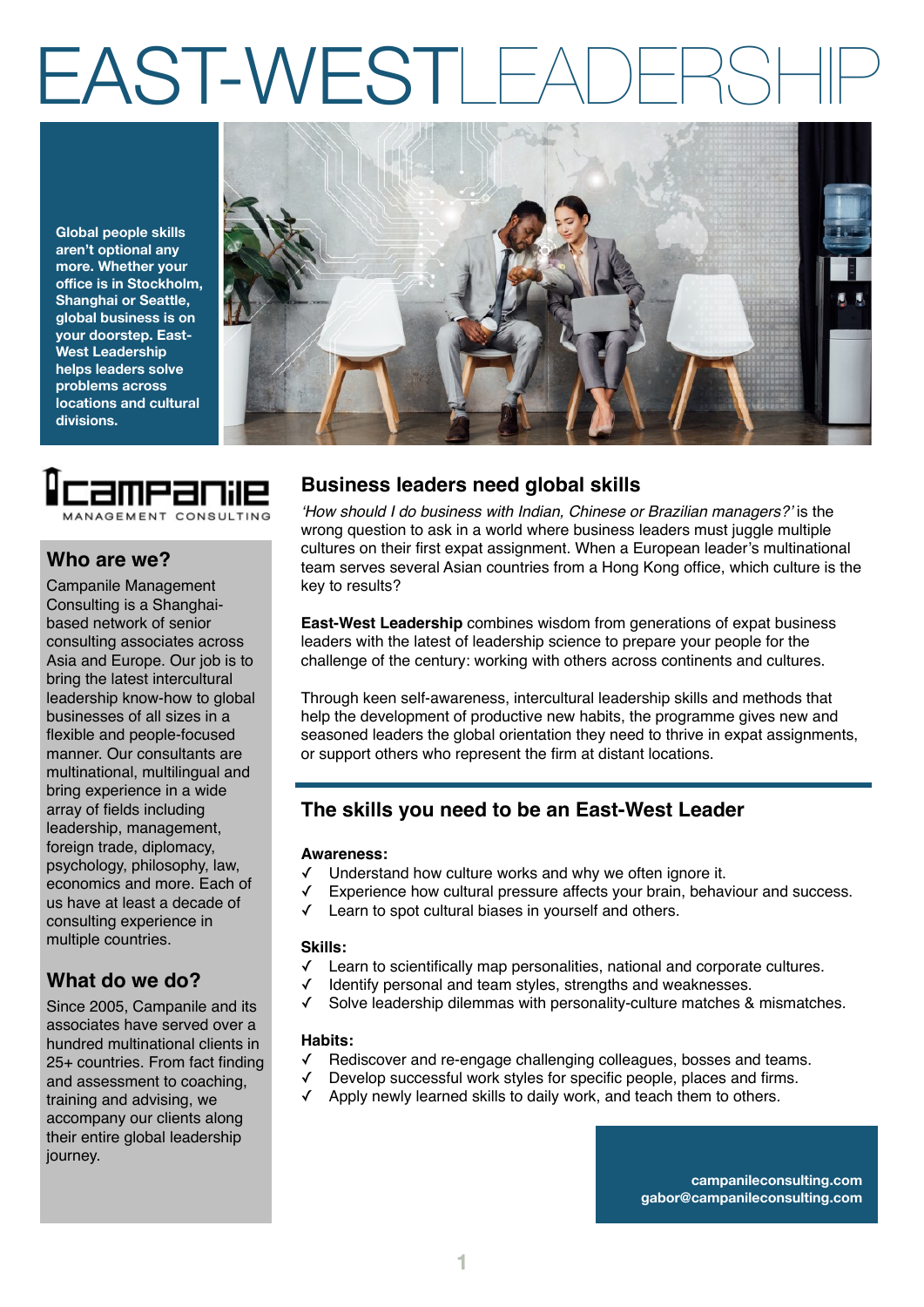# EAST-WEST LEADERSHIP

**Global people skills aren't optional any more. Whether your office is in Stockholm, Shanghai or Seattle, global business is on your doorstep. East-West Leadership helps leaders solve problems across locations and cultural divisions.**

Campanile
MANAGEMENT CONSULTING

## Who are we?

Campanile Management Consulting is a Shanghai-based network of senior consulting associates across Asia and Europe. Our job is to bring the latest intercultural leadership know-how to global businesses of all sizes in a flexible and people-focused manner. Our consultants are multinational, multilingual and bring experience in a wide array of fields including leadership, management, foreign trade, diplomacy, psychology, philosophy, law, economics and more. Each of us have at least a decade of consulting experience in multiple countries.

## What do we do?

Since 2005, Campanile and its associates have served over a hundred multinational clients in 25+ countries. From fact finding and assessment to coaching, training and advising, we accompany our clients along their entire global leadership journey.

## Business leaders need global skills

*'How should I do business with Indian, Chinese or Brazilian managers?'* is the wrong question to ask in a world where business leaders must juggle multiple cultures on their first expat assignment. When a European leader's multinational team serves several Asian countries from a Hong Kong office, which culture is the key to results?

**East-West Leadership** combines wisdom from generations of expat business leaders with the latest of leadership science to prepare your people for the challenge of the century: working with others across continents and cultures.

Through keen self-awareness, intercultural leadership skills and methods that help the development of productive new habits, the programme gives new and seasoned leaders the global orientation they need to thrive in expat assignments, or support others who represent the firm at distant locations.

## The skills you need to be an East-West Leader

**Awareness:**

- ✓ Understand how culture works and why we often ignore it.
- ✓ Experience how cultural pressure affects your brain, behaviour and success.
- ✓ Learn to spot cultural biases in yourself and others.

**Skills:**

- ✓ Learn to scientifically map personalities, national and corporate cultures.
- ✓ Identify personal and team styles, strengths and weaknesses.
- ✓ Solve leadership dilemmas with personality-culture matches & mismatches.

**Habits:**

- ✓ Rediscover and re-engage challenging colleagues, bosses and teams.
- ✓ Develop successful work styles for specific people, places and firms.
- ✓ Apply newly learned skills to daily work, and teach them to others.

**campanileconsulting.com**
**gabor@campanileconsulting.com**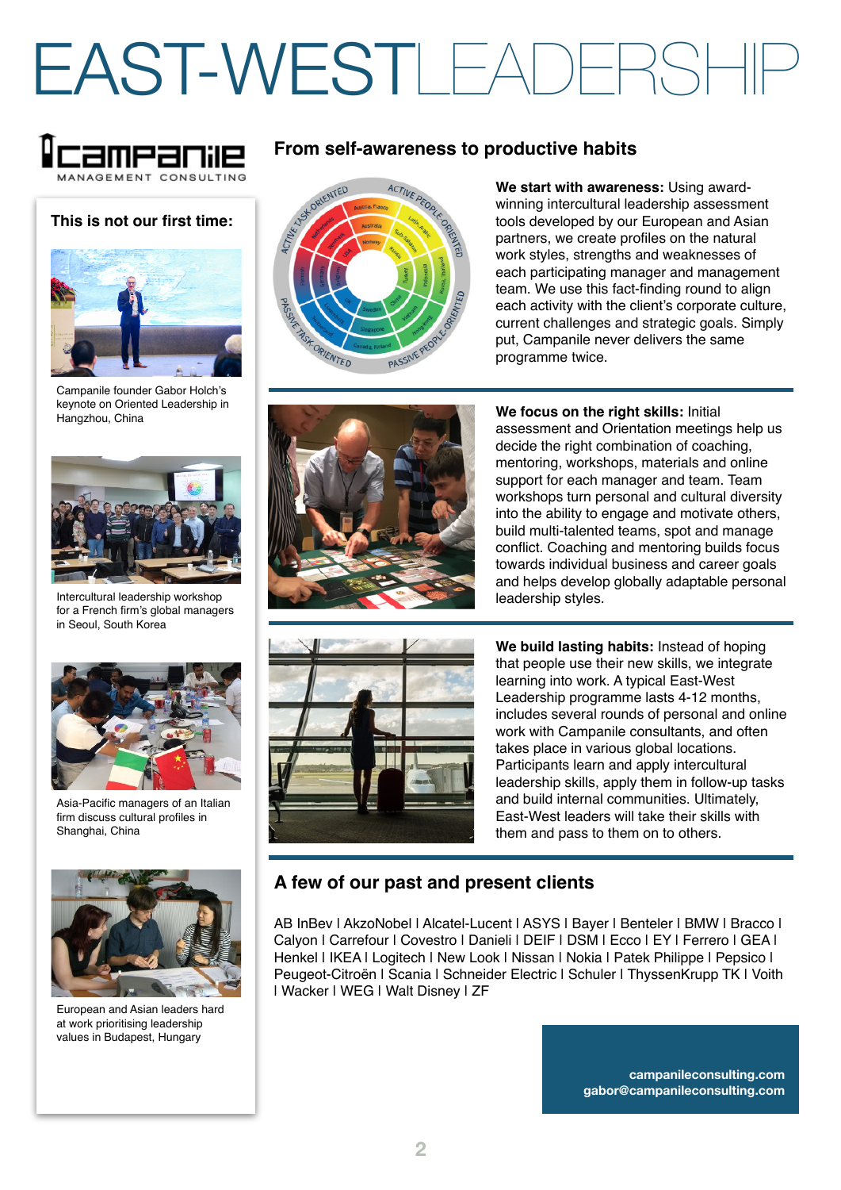# EAST-WEST LEADERSHIP

Campanile MANAGEMENT CONSULTING

**This is not our first time:**

Campanile founder Gabor Holch's keynote on Oriented Leadership in Hangzhou, China

Intercultural leadership workshop for a French firm's global managers in Seoul, South Korea

Asia-Pacific managers of an Italian firm discuss cultural profiles in Shanghai, China

European and Asian leaders hard at work prioritising leadership values in Budapest, Hungary

## From self-awareness to productive habits

**We start with awareness:** Using award-winning intercultural leadership assessment tools developed by our European and Asian partners, we create profiles on the natural work styles, strengths and weaknesses of each participating manager and management team. We use this fact-finding round to align each activity with the client's corporate culture, current challenges and strategic goals. Simply put, Campanile never delivers the same programme twice.

**We focus on the right skills:** Initial assessment and Orientation meetings help us decide the right combination of coaching, mentoring, workshops, materials and online support for each manager and team. Team workshops turn personal and cultural diversity into the ability to engage and motivate others, build multi-talented teams, spot and manage conflict. Coaching and mentoring builds focus towards individual business and career goals and helps develop globally adaptable personal leadership styles.

**We build lasting habits:** Instead of hoping that people use their new skills, we integrate learning into work. A typical East-West Leadership programme lasts 4-12 months, includes several rounds of personal and online work with Campanile consultants, and often takes place in various global locations. Participants learn and apply intercultural leadership skills, apply them in follow-up tasks and build internal communities. Ultimately, East-West leaders will take their skills with them and pass to them on to others.

## A few of our past and present clients

AB InBev I AkzoNobel I Alcatel-Lucent I ASYS I Bayer I Benteler I BMW I Bracco I Calyon I Carrefour I Covestro I Danieli I DEIF I DSM I Ecco I EY I Ferrero I GEA I Henkel I IKEA I Logitech I New Look I Nissan I Nokia I Patek Philippe I Pepsico I Peugeot-Citroën I Scania I Schneider Electric I Schuler I ThyssenKrupp TK I Voith I Wacker I WEG I Walt Disney I ZF

**campanileconsulting.com**
**gabor@campanileconsulting.com**